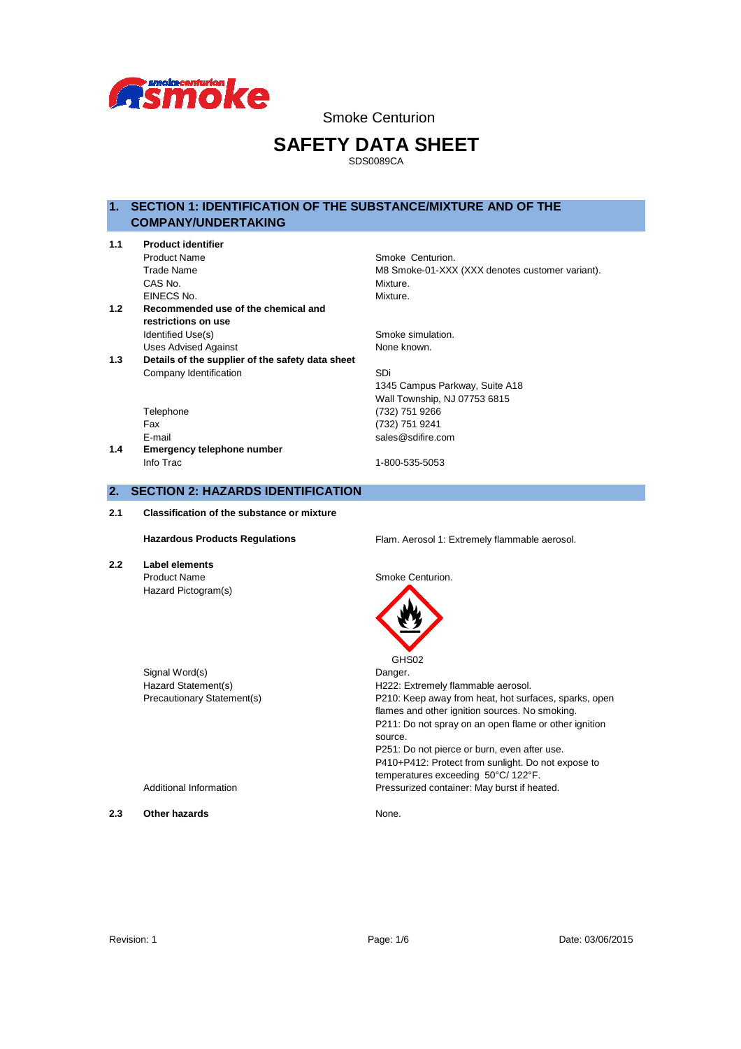Smoke Centurion

# SAFETY DATA SHEET

SDS0089CA

## 1. SECTION 1: IDENTIFICATION OF THE SUBSTANCE/MIXTURE AND OF THE COMPANY/UNDERTAKING

**1.1 Product identifier**

| | |
|---|---|
| Product Name | Smoke Centurion. |
| Trade Name | M8 Smoke-01-XXX (XXX denotes customer variant). |
| CAS No. | Mixture. |
| EINECS No. | Mixture. |

**1.2 Recommended use of the chemical and restrictions on use**

| | |
|---|---|
| Identified Use(s) | Smoke simulation. |
| Uses Advised Against | None known. |

**1.3 Details of the supplier of the safety data sheet**

| | |
|---|---|
| Company Identification | SDi<br>1345 Campus Parkway, Suite A18<br>Wall Township, NJ 07753 6815 |
| Telephone | (732) 751 9266 |
| Fax | (732) 751 9241 |
| E-mail | sales@sdifire.com |

**1.4 Emergency telephone number**

| | |
|---|---|
| Info Trac | 1-800-535-5053 |

## 2. SECTION 2: HAZARDS IDENTIFICATION

**2.1 Classification of the substance or mixture**

**Hazardous Products Regulations** — Flam. Aerosol 1: Extremely flammable aerosol.

**2.2 Label elements**

| | |
|---|---|
| Product Name | Smoke Centurion. |
| Hazard Pictogram(s) | GHS02 |
| Signal Word(s) | Danger. |
| Hazard Statement(s) | H222: Extremely flammable aerosol. |
| Precautionary Statement(s) | P210: Keep away from heat, hot surfaces, sparks, open flames and other ignition sources. No smoking.<br>P211: Do not spray on an open flame or other ignition source.<br>P251: Do not pierce or burn, even after use.<br>P410+P412: Protect from sunlight. Do not expose to temperatures exceeding 50°C/ 122°F. |
| Additional Information | Pressurized container: May burst if heated. |

**2.3 Other hazards** — None.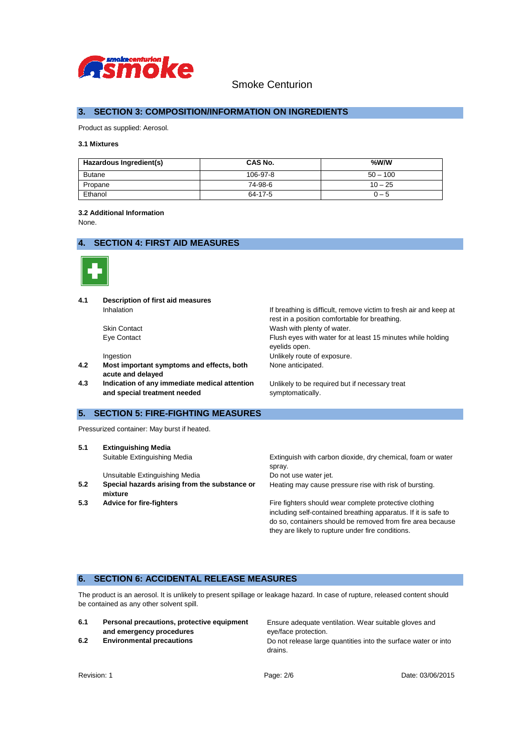## 3. SECTION 3: COMPOSITION/INFORMATION ON INGREDIENTS

Product as supplied: Aerosol.

### 3.1 Mixtures

| Hazardous Ingredient(s) | CAS No. | %W/W |
|---|---|---|
| Butane | 106-97-8 | 50 – 100 |
| Propane | 74-98-6 | 10 – 25 |
| Ethanol | 64-17-5 | 0 – 5 |

### 3.2 Additional Information

None.

## 4. SECTION 4: FIRST AID MEASURES

**4.1 Description of first aid measures**

| | |
|---|---|
| Inhalation | If breathing is difficult, remove victim to fresh air and keep at rest in a position comfortable for breathing. |
| Skin Contact | Wash with plenty of water. |
| Eye Contact | Flush eyes with water for at least 15 minutes while holding eyelids open. |
| Ingestion | Unlikely route of exposure. |

**4.2 Most important symptoms and effects, both acute and delayed**

None anticipated.

**4.3 Indication of any immediate medical attention and special treatment needed**

Unlikely to be required but if necessary treat symptomatically.

## 5. SECTION 5: FIRE-FIGHTING MEASURES

Pressurized container: May burst if heated.

**5.1 Extinguishing Media**

| | |
|---|---|
| Suitable Extinguishing Media | Extinguish with carbon dioxide, dry chemical, foam or water spray. |
| Unsuitable Extinguishing Media | Do not use water jet. |

**5.2 Special hazards arising from the substance or mixture**

Heating may cause pressure rise with risk of bursting.

**5.3 Advice for fire-fighters**

Fire fighters should wear complete protective clothing including self-contained breathing apparatus. If it is safe to do so, containers should be removed from fire area because they are likely to rupture under fire conditions.

## 6. SECTION 6: ACCIDENTAL RELEASE MEASURES

The product is an aerosol. It is unlikely to present spillage or leakage hazard. In case of rupture, released content should be contained as any other solvent spill.

**6.1 Personal precautions, protective equipment and emergency procedures**

Ensure adequate ventilation. Wear suitable gloves and eye/face protection.

**6.2 Environmental precautions**

Do not release large quantities into the surface water or into drains.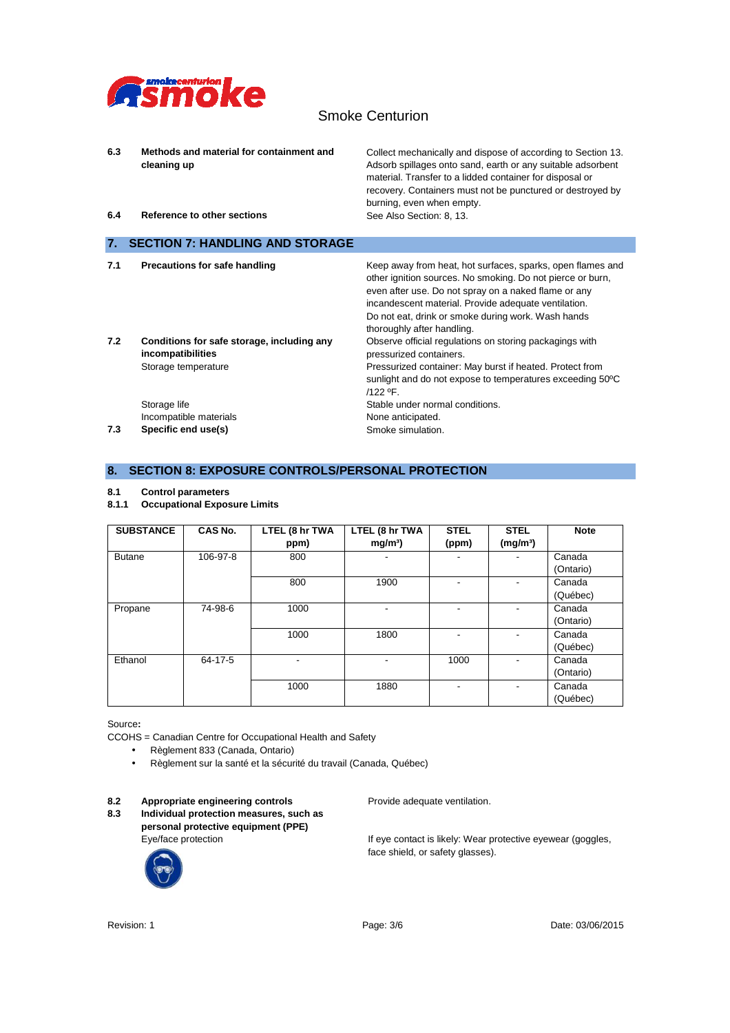| | | |
|---|---|---|
| **6.3** | **Methods and material for containment and cleaning up** | Collect mechanically and dispose of according to Section 13. Adsorb spillages onto sand, earth or any suitable adsorbent material. Transfer to a lidded container for disposal or recovery. Containers must not be punctured or destroyed by burning, even when empty. |
| **6.4** | **Reference to other sections** | See Also Section: 8, 13. |

## 7. SECTION 7: HANDLING AND STORAGE

| | | |
|---|---|---|
| **7.1** | **Precautions for safe handling** | Keep away from heat, hot surfaces, sparks, open flames and other ignition sources. No smoking. Do not pierce or burn, even after use. Do not spray on a naked flame or any incandescent material. Provide adequate ventilation. Do not eat, drink or smoke during work. Wash hands thoroughly after handling. |
| **7.2** | **Conditions for safe storage, including any incompatibilities** | Observe official regulations on storing packagings with pressurized containers. |
| | Storage temperature | Pressurized container: May burst if heated. Protect from sunlight and do not expose to temperatures exceeding 50ºC /122 ºF. |
| | Storage life | Stable under normal conditions. |
| | Incompatible materials | None anticipated. |
| **7.3** | **Specific end use(s)** | Smoke simulation. |

## 8. SECTION 8: EXPOSURE CONTROLS/PERSONAL PROTECTION

**8.1 Control parameters**

**8.1.1 Occupational Exposure Limits**

| SUBSTANCE | CAS No. | LTEL (8 hr TWA ppm) | LTEL (8 hr TWA mg/m³) | STEL (ppm) | STEL (mg/m³) | Note |
|---|---|---|---|---|---|---|
| Butane | 106-97-8 | 800 | - | - | - | Canada (Ontario) |
| | | 800 | 1900 | - | - | Canada (Québec) |
| Propane | 74-98-6 | 1000 | - | - | - | Canada (Ontario) |
| | | 1000 | 1800 | - | - | Canada (Québec) |
| Ethanol | 64-17-5 | - | - | 1000 | - | Canada (Ontario) |
| | | 1000 | 1880 | - | - | Canada (Québec) |

Source**:**

CCOHS = Canadian Centre for Occupational Health and Safety

- Règlement 833 (Canada, Ontario)
- Règlement sur la santé et la sécurité du travail (Canada, Québec)

| | | |
|---|---|---|
| **8.2** | **Appropriate engineering controls** | Provide adequate ventilation. |
| **8.3** | **Individual protection measures, such as personal protective equipment (PPE)** | |
| | Eye/face protection | If eye contact is likely: Wear protective eyewear (goggles, face shield, or safety glasses). |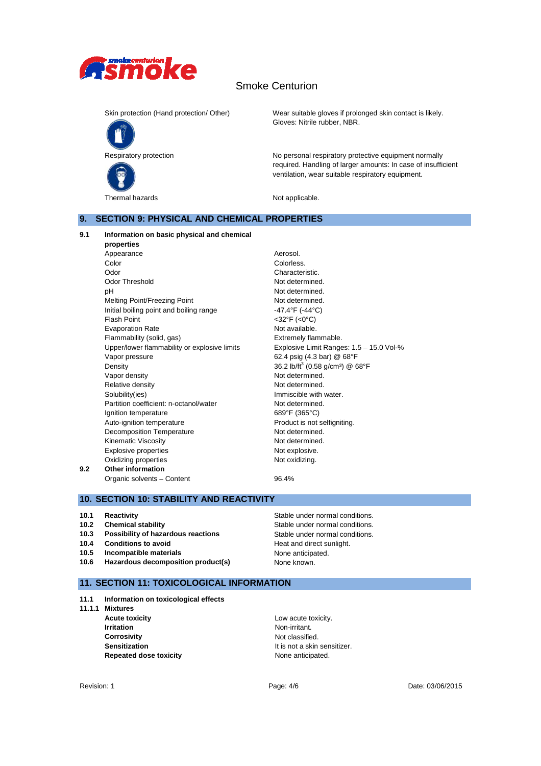| | |
|---|---|
| Skin protection (Hand protection/ Other) | Wear suitable gloves if prolonged skin contact is likely. Gloves: Nitrile rubber, NBR. |
| Respiratory protection | No personal respiratory protective equipment normally required. Handling of larger amounts: In case of insufficient ventilation, wear suitable respiratory equipment. |
| Thermal hazards | Not applicable. |

## 9. SECTION 9: PHYSICAL AND CHEMICAL PROPERTIES

**9.1 Information on basic physical and chemical properties**

| | |
|---|---|
| Appearance | Aerosol. |
| Color | Colorless. |
| Odor | Characteristic. |
| Odor Threshold | Not determined. |
| pH | Not determined. |
| Melting Point/Freezing Point | Not determined. |
| Initial boiling point and boiling range | -47.4°F (-44°C) |
| Flash Point | <32°F (<0°C) |
| Evaporation Rate | Not available. |
| Flammability (solid, gas) | Extremely flammable. |
| Upper/lower flammability or explosive limits | Explosive Limit Ranges: 1.5 – 15.0 Vol-% |
| Vapor pressure | 62.4 psig (4.3 bar) @ 68°F |
| Density | 36.2 lb/ft$^3$ (0.58 g/cm$^3$) @ 68°F |
| Vapor density | Not determined. |
| Relative density | Not determined. |
| Solubility(ies) | Immiscible with water. |
| Partition coefficient: n-octanol/water | Not determined. |
| Ignition temperature | 689°F (365°C) |
| Auto-ignition temperature | Product is not selfigniting. |
| Decomposition Temperature | Not determined. |
| Kinematic Viscosity | Not determined. |
| Explosive properties | Not explosive. |
| Oxidizing properties | Not oxidizing. |

**9.2 Other information**

| | |
|---|---|
| Organic solvents – Content | 96.4% |

## 10. SECTION 10: STABILITY AND REACTIVITY

| | | |
|---|---|---|
| **10.1** | **Reactivity** | Stable under normal conditions. |
| **10.2** | **Chemical stability** | Stable under normal conditions. |
| **10.3** | **Possibility of hazardous reactions** | Stable under normal conditions. |
| **10.4** | **Conditions to avoid** | Heat and direct sunlight. |
| **10.5** | **Incompatible materials** | None anticipated. |
| **10.6** | **Hazardous decomposition product(s)** | None known. |

## 11. SECTION 11: TOXICOLOGICAL INFORMATION

**11.1 Information on toxicological effects**

**11.1.1 Mixtures**

| | |
|---|---|
| **Acute toxicity** | Low acute toxicity. |
| **Irritation** | Non-irritant. |
| **Corrosivity** | Not classified. |
| **Sensitization** | It is not a skin sensitizer. |
| **Repeated dose toxicity** | None anticipated. |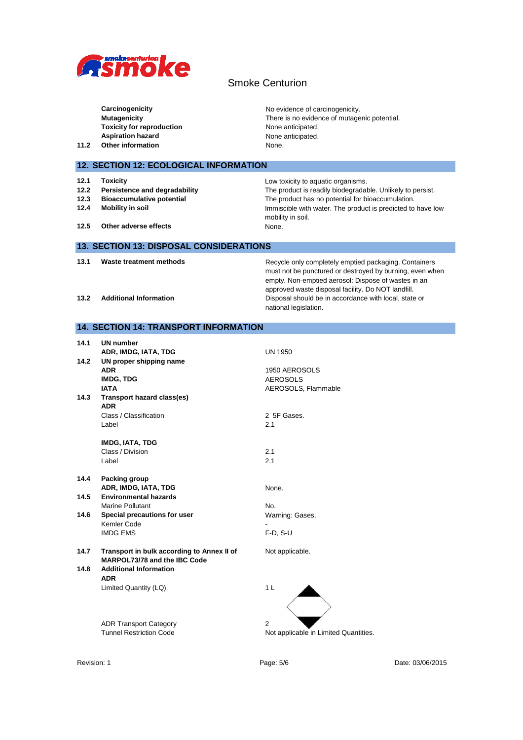| | | |
|---|---|---|
| | **Carcinogenicity** | No evidence of carcinogenicity. |
| | **Mutagenicity** | There is no evidence of mutagenic potential. |
| | **Toxicity for reproduction** | None anticipated. |
| | **Aspiration hazard** | None anticipated. |
| **11.2** | **Other information** | None. |

## 12. SECTION 12: ECOLOGICAL INFORMATION

| | | |
|---|---|---|
| **12.1** | **Toxicity** | Low toxicity to aquatic organisms. |
| **12.2** | **Persistence and degradability** | The product is readily biodegradable. Unlikely to persist. |
| **12.3** | **Bioaccumulative potential** | The product has no potential for bioaccumulation. |
| **12.4** | **Mobility in soil** | Immiscible with water. The product is predicted to have low mobility in soil. |
| **12.5** | **Other adverse effects** | None. |

## 13. SECTION 13: DISPOSAL CONSIDERATIONS

| | | |
|---|---|---|
| **13.1** | **Waste treatment methods** | Recycle only completely emptied packaging. Containers must not be punctured or destroyed by burning, even when empty. Non-emptied aerosol: Dispose of wastes in an approved waste disposal facility. Do NOT landfill. |
| **13.2** | **Additional Information** | Disposal should be in accordance with local, state or national legislation. |

## 14. SECTION 14: TRANSPORT INFORMATION

| | | |
|---|---|---|
| **14.1** | **UN number** | |
| | **ADR, IMDG, IATA, TDG** | UN 1950 |
| **14.2** | **UN proper shipping name** | |
| | **ADR** | 1950 AEROSOLS |
| | **IMDG, TDG** | AEROSOLS |
| | **IATA** | AEROSOLS, Flammable |
| **14.3** | **Transport hazard class(es)** | |
| | **ADR** | |
| | Class / Classification | 2 5F Gases. |
| | Label | 2.1 |
| | **IMDG, IATA, TDG** | |
| | Class / Division | 2.1 |
| | Label | 2.1 |
| **14.4** | **Packing group** | |
| | **ADR, IMDG, IATA, TDG** | None. |
| **14.5** | **Environmental hazards** | |
| | Marine Pollutant | No. |
| **14.6** | **Special precautions for user** | Warning: Gases. |
| | Kemler Code | - |
| | IMDG EMS | F-D, S-U |
| **14.7** | **Transport in bulk according to Annex II of MARPOL73/78 and the IBC Code** | Not applicable. |
| **14.8** | **Additional Information** | |
| | **ADR** | |
| | Limited Quantity (LQ) | 1 L |
| | ADR Transport Category | 2 |
| | Tunnel Restriction Code | Not applicable in Limited Quantities. |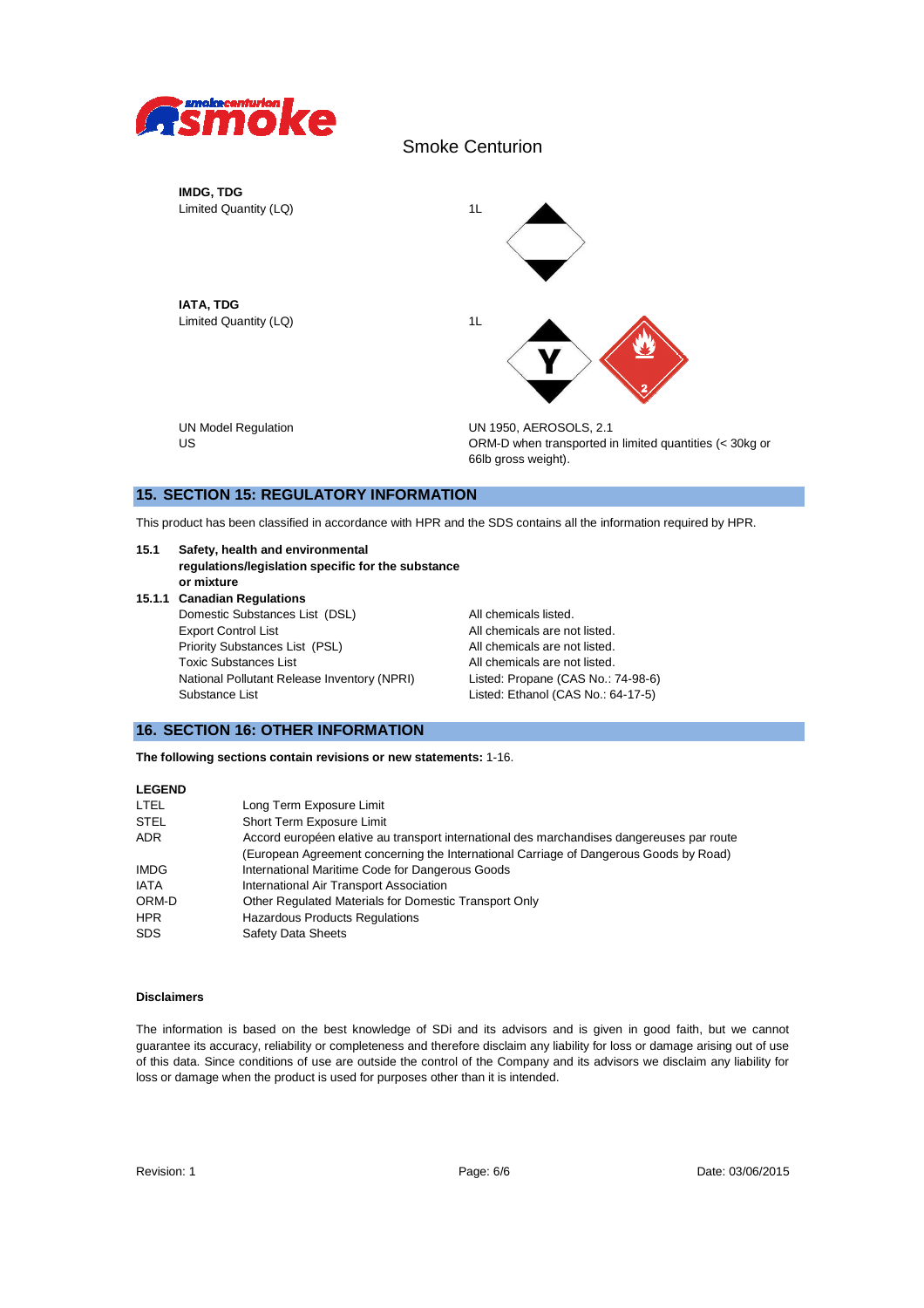**IMDG, TDG**

| | |
|---|---|
| Limited Quantity (LQ) | 1L |

**IATA, TDG**

| | |
|---|---|
| Limited Quantity (LQ) | 1L |

| | |
|---|---|
| UN Model Regulation | UN 1950, AEROSOLS, 2.1 |
| US | ORM-D when transported in limited quantities (< 30kg or 66lb gross weight). |

## 15. SECTION 15: REGULATORY INFORMATION

This product has been classified in accordance with HPR and the SDS contains all the information required by HPR.

**15.1 Safety, health and environmental regulations/legislation specific for the substance or mixture**

**15.1.1 Canadian Regulations**

| | |
|---|---|
| Domestic Substances List (DSL) | All chemicals listed. |
| Export Control List | All chemicals are not listed. |
| Priority Substances List (PSL) | All chemicals are not listed. |
| Toxic Substances List | All chemicals are not listed. |
| National Pollutant Release Inventory (NPRI) Substance List | Listed: Propane (CAS No.: 74-98-6)<br>Listed: Ethanol (CAS No.: 64-17-5) |

## 16. SECTION 16: OTHER INFORMATION

**The following sections contain revisions or new statements:** 1-16.

**LEGEND**

| | |
|---|---|
| LTEL | Long Term Exposure Limit |
| STEL | Short Term Exposure Limit |
| ADR | Accord européen elative au transport international des marchandises dangereuses par route (European Agreement concerning the International Carriage of Dangerous Goods by Road) |
| IMDG | International Maritime Code for Dangerous Goods |
| IATA | International Air Transport Association |
| ORM-D | Other Regulated Materials for Domestic Transport Only |
| HPR | Hazardous Products Regulations |
| SDS | Safety Data Sheets |

**Disclaimers**

The information is based on the best knowledge of SDi and its advisors and is given in good faith, but we cannot guarantee its accuracy, reliability or completeness and therefore disclaim any liability for loss or damage arising out of use of this data. Since conditions of use are outside the control of the Company and its advisors we disclaim any liability for loss or damage when the product is used for purposes other than it is intended.